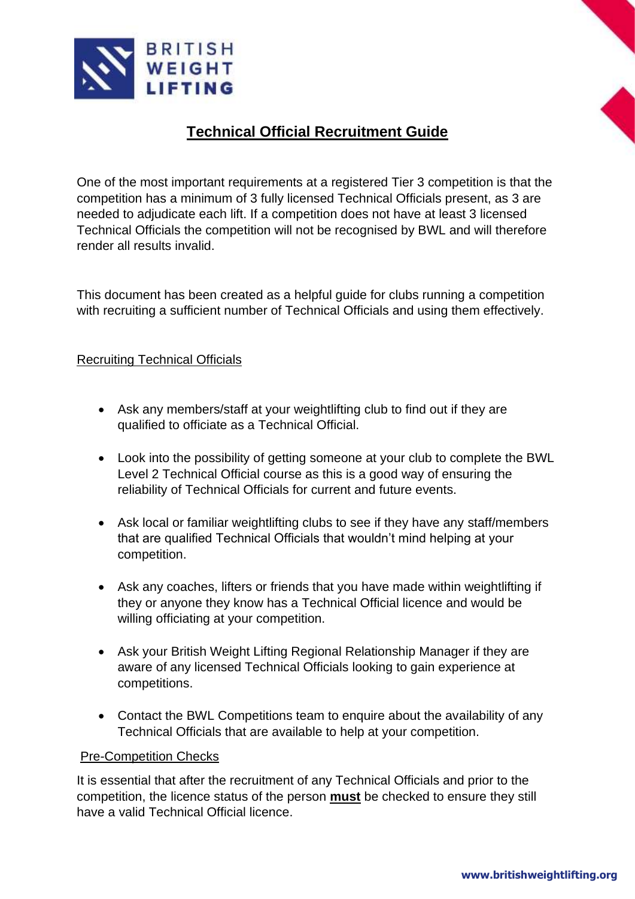# Technical Official Recruitment Guide

One of the most important requirements at a registered Tier 3 competition is that the competition has a minimum of 3 fully licensed Technical Officials present, as 3 are needed to adjudicate each lift. If a competition does not have at least 3 licensed Technical Officials the competition will not be recognised by BWL and will therefore render all results invalid.

This document has been created as a helpful guide for clubs running a competition with recruiting a sufficient number of Technical Officials and using them effectively.

## Recruiting Technical Officials

- Ask any members/staff at your weightlifting club to find out if they are qualified to officiate as a Technical Official.
- Look into the possibility of getting someone at your club to complete the BWL Level 2 Technical Official course as this is a good way of ensuring the reliability of Technical Officials for current and future events.
- Ask local or familiar weightlifting clubs to see if they have any staff/members that are qualified Technical Officials that wouldn't mind helping at your competition.
- Ask any coaches, lifters or friends that you have made within weightlifting if they or anyone they know has a Technical Official licence and would be willing officiating at your competition.
- Ask your British Weight Lifting Regional Relationship Manager if they are aware of any licensed Technical Officials looking to gain experience at competitions.
- Contact the BWL Competitions team to enquire about the availability of any Technical Officials that are available to help at your competition.

## Pre-Competition Checks

It is essential that after the recruitment of any Technical Officials and prior to the competition, the licence status of the person **must** be checked to ensure they still have a valid Technical Official licence.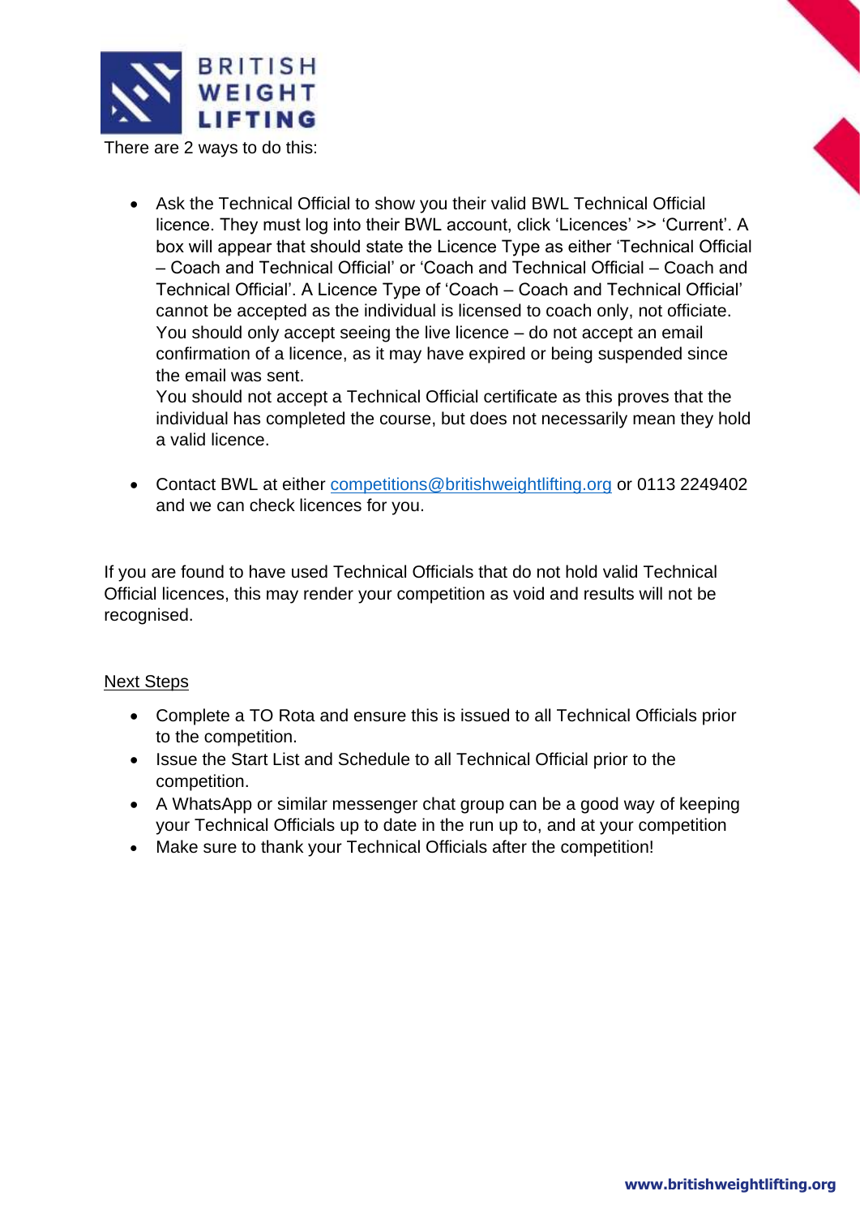There are 2 ways to do this:

- Ask the Technical Official to show you their valid BWL Technical Official licence. They must log into their BWL account, click 'Licences' >> 'Current'. A box will appear that should state the Licence Type as either 'Technical Official – Coach and Technical Official' or 'Coach and Technical Official – Coach and Technical Official'. A Licence Type of 'Coach – Coach and Technical Official' cannot be accepted as the individual is licensed to coach only, not officiate. You should only accept seeing the live licence – do not accept an email confirmation of a licence, as it may have expired or being suspended since the email was sent.
  You should not accept a Technical Official certificate as this proves that the individual has completed the course, but does not necessarily mean they hold a valid licence.

- Contact BWL at either competitions@britishweightlifting.org or 0113 2249402 and we can check licences for you.

If you are found to have used Technical Officials that do not hold valid Technical Official licences, this may render your competition as void and results will not be recognised.

Next Steps

- Complete a TO Rota and ensure this is issued to all Technical Officials prior to the competition.
- Issue the Start List and Schedule to all Technical Official prior to the competition.
- A WhatsApp or similar messenger chat group can be a good way of keeping your Technical Officials up to date in the run up to, and at your competition
- Make sure to thank your Technical Officials after the competition!